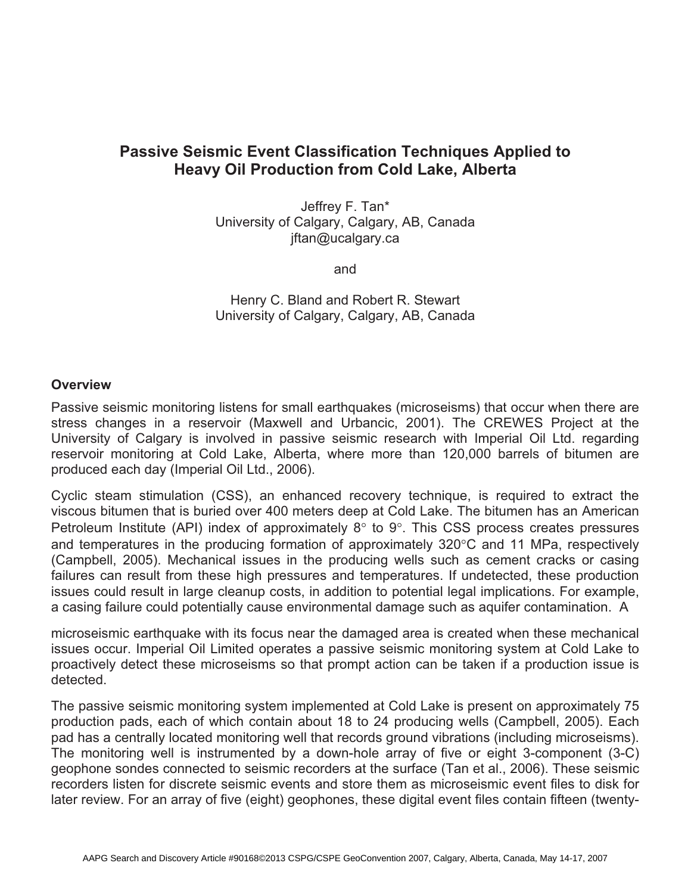# Passive Seismic Event Classification Techniques Applied to Heavy Oil Production from Cold Lake, Alberta

Jeffrey F. Tan*
University of Calgary, Calgary, AB, Canada
jftan@ucalgary.ca

and

Henry C. Bland and Robert R. Stewart
University of Calgary, Calgary, AB, Canada

## Overview

Passive seismic monitoring listens for small earthquakes (microseisms) that occur when there are stress changes in a reservoir (Maxwell and Urbancic, 2001). The CREWES Project at the University of Calgary is involved in passive seismic research with Imperial Oil Ltd. regarding reservoir monitoring at Cold Lake, Alberta, where more than 120,000 barrels of bitumen are produced each day (Imperial Oil Ltd., 2006).

Cyclic steam stimulation (CSS), an enhanced recovery technique, is required to extract the viscous bitumen that is buried over 400 meters deep at Cold Lake. The bitumen has an American Petroleum Institute (API) index of approximately 8° to 9°. This CSS process creates pressures and temperatures in the producing formation of approximately 320°C and 11 MPa, respectively (Campbell, 2005). Mechanical issues in the producing wells such as cement cracks or casing failures can result from these high pressures and temperatures. If undetected, these production issues could result in large cleanup costs, in addition to potential legal implications. For example, a casing failure could potentially cause environmental damage such as aquifer contamination. A microseismic earthquake with its focus near the damaged area is created when these mechanical issues occur. Imperial Oil Limited operates a passive seismic monitoring system at Cold Lake to proactively detect these microseisms so that prompt action can be taken if a production issue is detected.

The passive seismic monitoring system implemented at Cold Lake is present on approximately 75 production pads, each of which contain about 18 to 24 producing wells (Campbell, 2005). Each pad has a centrally located monitoring well that records ground vibrations (including microseisms). The monitoring well is instrumented by a down-hole array of five or eight 3-component (3-C) geophone sondes connected to seismic recorders at the surface (Tan et al., 2006). These seismic recorders listen for discrete seismic events and store them as microseismic event files to disk for later review. For an array of five (eight) geophones, these digital event files contain fifteen (twenty-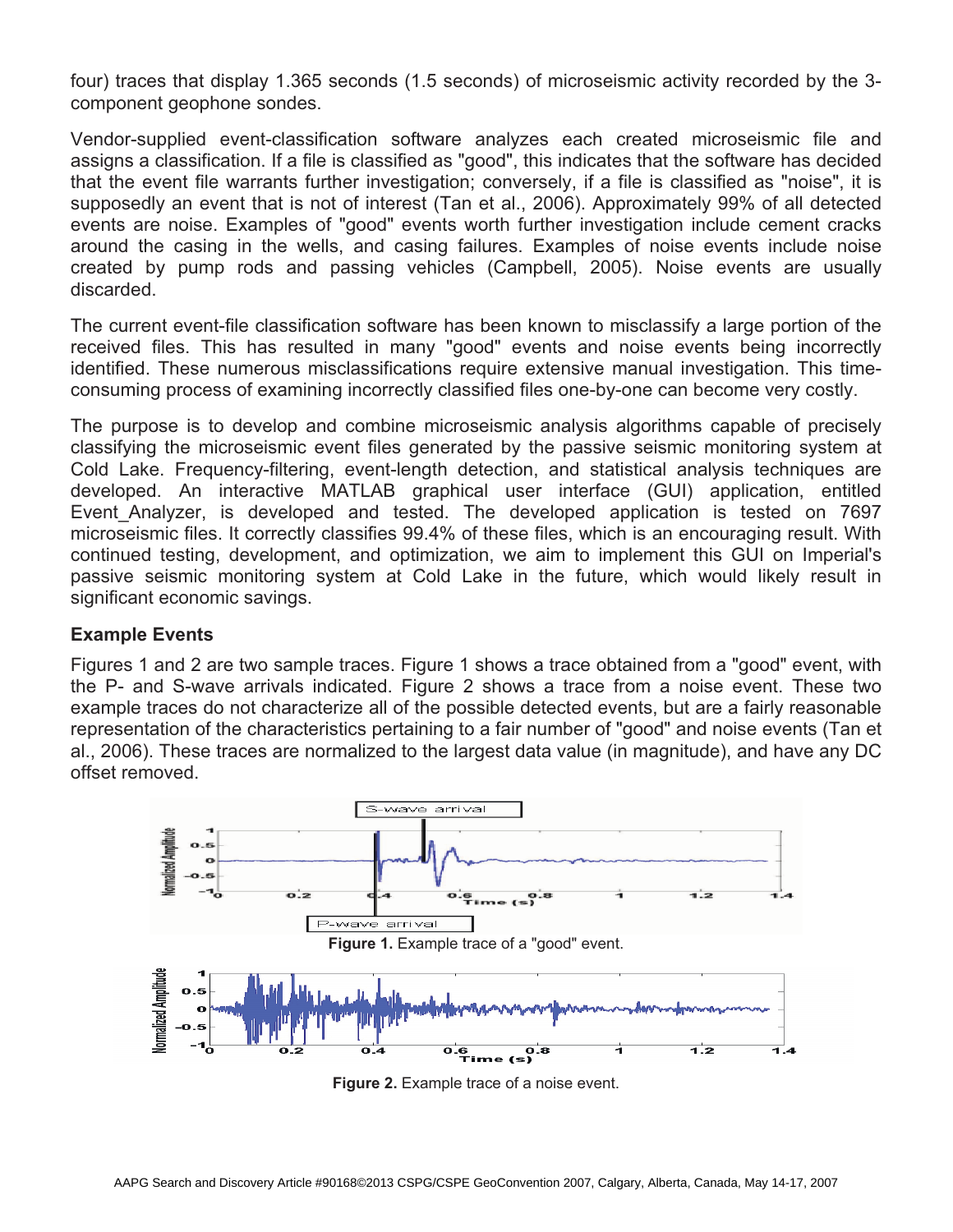four) traces that display 1.365 seconds (1.5 seconds) of microseismic activity recorded by the 3-component geophone sondes.

Vendor-supplied event-classification software analyzes each created microseismic file and assigns a classification. If a file is classified as "good", this indicates that the software has decided that the event file warrants further investigation; conversely, if a file is classified as "noise", it is supposedly an event that is not of interest (Tan et al., 2006). Approximately 99% of all detected events are noise. Examples of "good" events worth further investigation include cement cracks around the casing in the wells, and casing failures. Examples of noise events include noise created by pump rods and passing vehicles (Campbell, 2005). Noise events are usually discarded.

The current event-file classification software has been known to misclassify a large portion of the received files. This has resulted in many "good" events and noise events being incorrectly identified. These numerous misclassifications require extensive manual investigation. This time-consuming process of examining incorrectly classified files one-by-one can become very costly.

The purpose is to develop and combine microseismic analysis algorithms capable of precisely classifying the microseismic event files generated by the passive seismic monitoring system at Cold Lake. Frequency-filtering, event-length detection, and statistical analysis techniques are developed. An interactive MATLAB graphical user interface (GUI) application, entitled Event_Analyzer, is developed and tested. The developed application is tested on 7697 microseismic files. It correctly classifies 99.4% of these files, which is an encouraging result. With continued testing, development, and optimization, we aim to implement this GUI on Imperial's passive seismic monitoring system at Cold Lake in the future, which would likely result in significant economic savings.

### Example Events

Figures 1 and 2 are two sample traces. Figure 1 shows a trace obtained from a "good" event, with the P- and S-wave arrivals indicated. Figure 2 shows a trace from a noise event. These two example traces do not characterize all of the possible detected events, but are a fairly reasonable representation of the characteristics pertaining to a fair number of "good" and noise events (Tan et al., 2006). These traces are normalized to the largest data value (in magnitude), and have any DC offset removed.

**Figure 1.** Example trace of a "good" event.

**Figure 2.** Example trace of a noise event.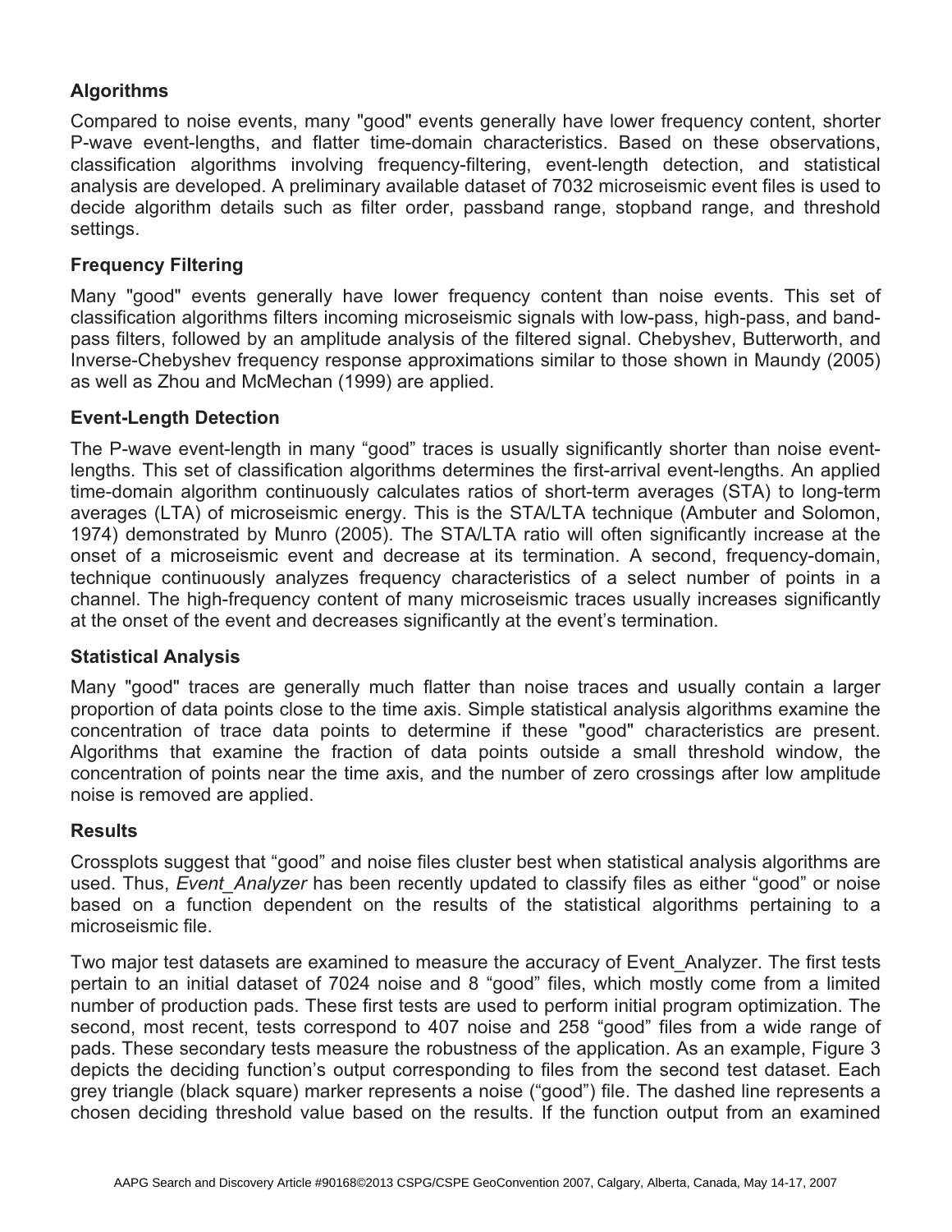## Algorithms

Compared to noise events, many "good" events generally have lower frequency content, shorter P-wave event-lengths, and flatter time-domain characteristics. Based on these observations, classification algorithms involving frequency-filtering, event-length detection, and statistical analysis are developed. A preliminary available dataset of 7032 microseismic event files is used to decide algorithm details such as filter order, passband range, stopband range, and threshold settings.

## Frequency Filtering

Many "good" events generally have lower frequency content than noise events. This set of classification algorithms filters incoming microseismic signals with low-pass, high-pass, and band-pass filters, followed by an amplitude analysis of the filtered signal. Chebyshev, Butterworth, and Inverse-Chebyshev frequency response approximations similar to those shown in Maundy (2005) as well as Zhou and McMechan (1999) are applied.

## Event-Length Detection

The P-wave event-length in many "good" traces is usually significantly shorter than noise event-lengths. This set of classification algorithms determines the first-arrival event-lengths. An applied time-domain algorithm continuously calculates ratios of short-term averages (STA) to long-term averages (LTA) of microseismic energy. This is the STA/LTA technique (Ambuter and Solomon, 1974) demonstrated by Munro (2005). The STA/LTA ratio will often significantly increase at the onset of a microseismic event and decrease at its termination. A second, frequency-domain, technique continuously analyzes frequency characteristics of a select number of points in a channel. The high-frequency content of many microseismic traces usually increases significantly at the onset of the event and decreases significantly at the event's termination.

## Statistical Analysis

Many "good" traces are generally much flatter than noise traces and usually contain a larger proportion of data points close to the time axis. Simple statistical analysis algorithms examine the concentration of trace data points to determine if these "good" characteristics are present. Algorithms that examine the fraction of data points outside a small threshold window, the concentration of points near the time axis, and the number of zero crossings after low amplitude noise is removed are applied.

## Results

Crossplots suggest that "good" and noise files cluster best when statistical analysis algorithms are used. Thus, *Event_Analyzer* has been recently updated to classify files as either "good" or noise based on a function dependent on the results of the statistical algorithms pertaining to a microseismic file.

Two major test datasets are examined to measure the accuracy of Event_Analyzer. The first tests pertain to an initial dataset of 7024 noise and 8 "good" files, which mostly come from a limited number of production pads. These first tests are used to perform initial program optimization. The second, most recent, tests correspond to 407 noise and 258 "good" files from a wide range of pads. These secondary tests measure the robustness of the application. As an example, Figure 3 depicts the deciding function's output corresponding to files from the second test dataset. Each grey triangle (black square) marker represents a noise ("good") file. The dashed line represents a chosen deciding threshold value based on the results. If the function output from an examined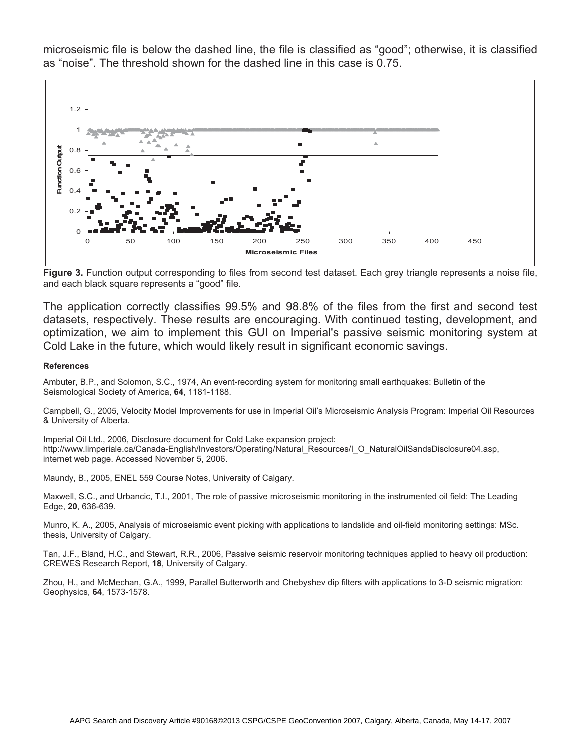microseismic file is below the dashed line, the file is classified as "good"; otherwise, it is classified as "noise". The threshold shown for the dashed line in this case is 0.75.

1.2
1
0.8
0.6
0.4
0.2
0
Function Output
0 50 100 150 200 250 300 350 400 450
Microseismic Files

**Figure 3.** Function output corresponding to files from second test dataset. Each grey triangle represents a noise file, and each black square represents a "good" file.

The application correctly classifies 99.5% and 98.8% of the files from the first and second test datasets, respectively. These results are encouraging. With continued testing, development, and optimization, we aim to implement this GUI on Imperial's passive seismic monitoring system at Cold Lake in the future, which would likely result in significant economic savings.

#### References

Ambuter, B.P., and Solomon, S.C., 1974, An event-recording system for monitoring small earthquakes: Bulletin of the Seismological Society of America, **64**, 1181-1188.

Campbell, G., 2005, Velocity Model Improvements for use in Imperial Oil's Microseismic Analysis Program: Imperial Oil Resources & University of Alberta.

Imperial Oil Ltd., 2006, Disclosure document for Cold Lake expansion project: http://www.Iimperiale.ca/Canada-English/Investors/Operating/Natural_Resources/I_O_NaturalOilSandsDisclosure04.asp, internet web page. Accessed November 5, 2006.

Maundy, B., 2005, ENEL 559 Course Notes, University of Calgary.

Maxwell, S.C., and Urbancic, T.I., 2001, The role of passive microseismic monitoring in the instrumented oil field: The Leading Edge, **20**, 636-639.

Munro, K. A., 2005, Analysis of microseismic event picking with applications to landslide and oil-field monitoring settings: MSc. thesis, University of Calgary.

Tan, J.F., Bland, H.C., and Stewart, R.R., 2006, Passive seismic reservoir monitoring techniques applied to heavy oil production: CREWES Research Report, **18**, University of Calgary.

Zhou, H., and McMechan, G.A., 1999, Parallel Butterworth and Chebyshev dip filters with applications to 3-D seismic migration: Geophysics, **64**, 1573-1578.